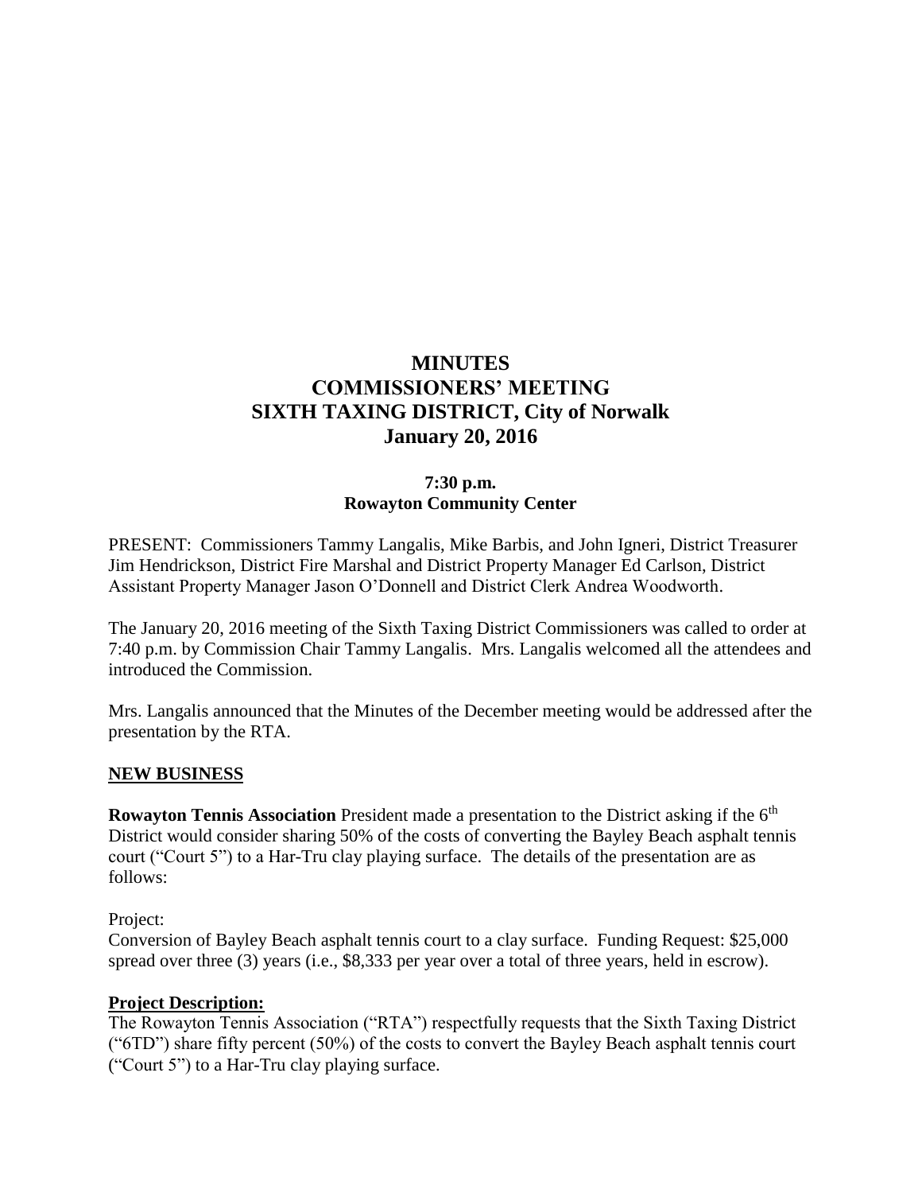# MINUTES
# COMMISSIONERS' MEETING
# SIXTH TAXING DISTRICT, City of Norwalk
# January 20, 2016

**7:30 p.m.**
**Rowayton Community Center**

PRESENT: Commissioners Tammy Langalis, Mike Barbis, and John Igneri, District Treasurer Jim Hendrickson, District Fire Marshal and District Property Manager Ed Carlson, District Assistant Property Manager Jason O'Donnell and District Clerk Andrea Woodworth.

The January 20, 2016 meeting of the Sixth Taxing District Commissioners was called to order at 7:40 p.m. by Commission Chair Tammy Langalis. Mrs. Langalis welcomed all the attendees and introduced the Commission.

Mrs. Langalis announced that the Minutes of the December meeting would be addressed after the presentation by the RTA.

## NEW BUSINESS

**Rowayton Tennis Association** President made a presentation to the District asking if the 6th District would consider sharing 50% of the costs of converting the Bayley Beach asphalt tennis court ("Court 5") to a Har-Tru clay playing surface. The details of the presentation are as follows:

Project:
Conversion of Bayley Beach asphalt tennis court to a clay surface. Funding Request: $25,000 spread over three (3) years (i.e., $8,333 per year over a total of three years, held in escrow).

**Project Description:**
The Rowayton Tennis Association ("RTA") respectfully requests that the Sixth Taxing District ("6TD") share fifty percent (50%) of the costs to convert the Bayley Beach asphalt tennis court ("Court 5") to a Har-Tru clay playing surface.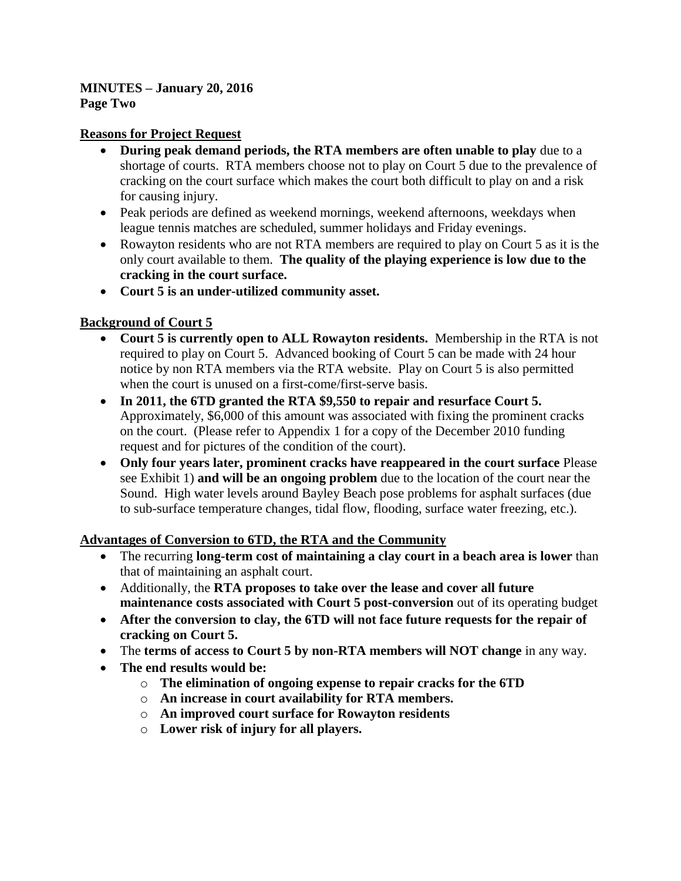**MINUTES – January 20, 2016**
**Page Two**

**Reasons for Project Request**

- **During peak demand periods, the RTA members are often unable to play** due to a shortage of courts. RTA members choose not to play on Court 5 due to the prevalence of cracking on the court surface which makes the court both difficult to play on and a risk for causing injury.
- Peak periods are defined as weekend mornings, weekend afternoons, weekdays when league tennis matches are scheduled, summer holidays and Friday evenings.
- Rowayton residents who are not RTA members are required to play on Court 5 as it is the only court available to them. **The quality of the playing experience is low due to the cracking in the court surface.**
- **Court 5 is an under-utilized community asset.**

**Background of Court 5**

- **Court 5 is currently open to ALL Rowayton residents.** Membership in the RTA is not required to play on Court 5. Advanced booking of Court 5 can be made with 24 hour notice by non RTA members via the RTA website. Play on Court 5 is also permitted when the court is unused on a first-come/first-serve basis.
- **In 2011, the 6TD granted the RTA $9,550 to repair and resurface Court 5.** Approximately, $6,000 of this amount was associated with fixing the prominent cracks on the court. (Please refer to Appendix 1 for a copy of the December 2010 funding request and for pictures of the condition of the court).
- **Only four years later, prominent cracks have reappeared in the court surface** Please see Exhibit 1) **and will be an ongoing problem** due to the location of the court near the Sound. High water levels around Bayley Beach pose problems for asphalt surfaces (due to sub-surface temperature changes, tidal flow, flooding, surface water freezing, etc.).

**Advantages of Conversion to 6TD, the RTA and the Community**

- The recurring **long-term cost of maintaining a clay court in a beach area is lower** than that of maintaining an asphalt court.
- Additionally, the **RTA proposes to take over the lease and cover all future maintenance costs associated with Court 5 post-conversion** out of its operating budget
- **After the conversion to clay, the 6TD will not face future requests for the repair of cracking on Court 5.**
- The **terms of access to Court 5 by non-RTA members will NOT change** in any way.
- **The end results would be:**
  - **The elimination of ongoing expense to repair cracks for the 6TD**
  - **An increase in court availability for RTA members.**
  - **An improved court surface for Rowayton residents**
  - **Lower risk of injury for all players.**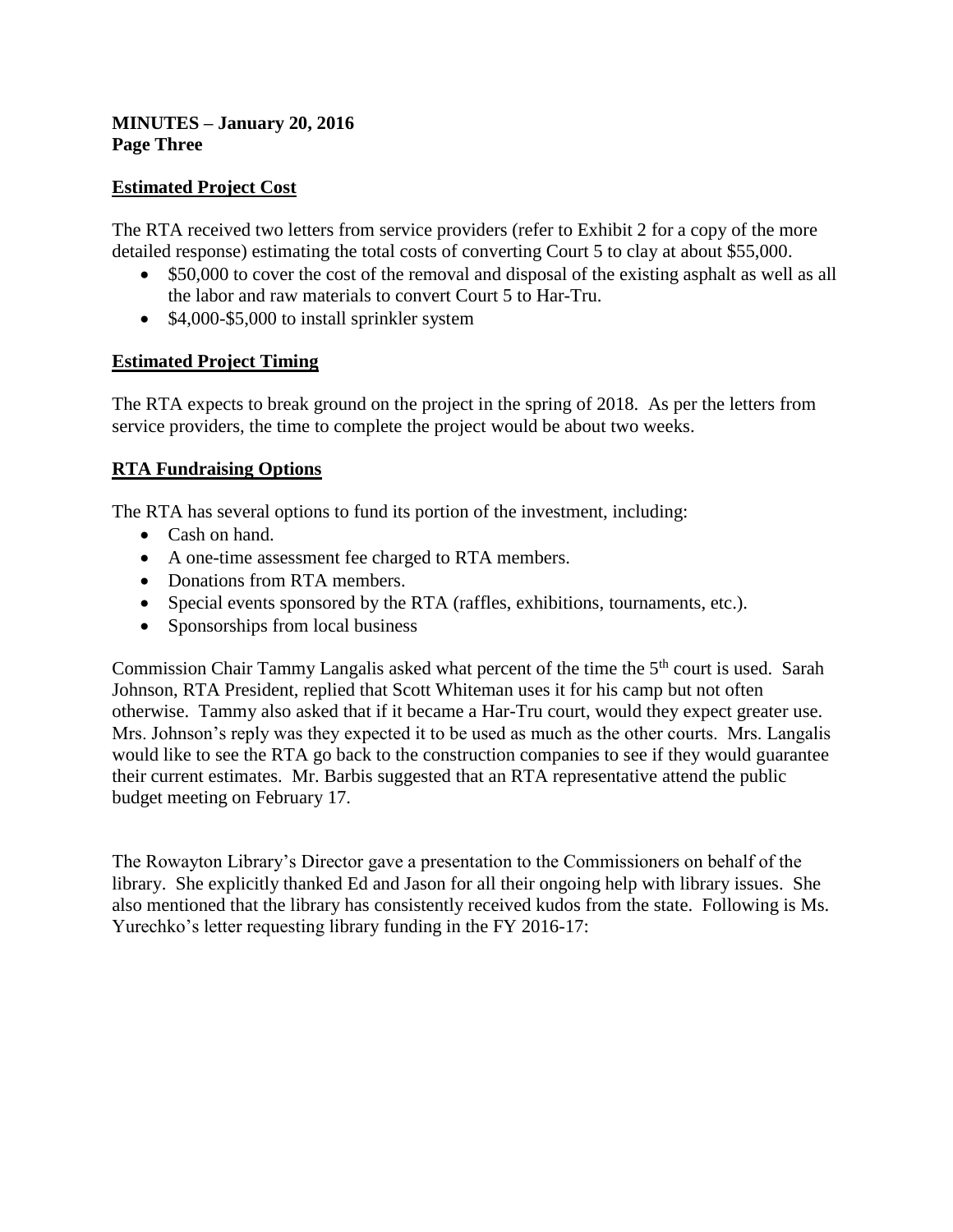**MINUTES – January 20, 2016**
**Page Three**

**Estimated Project Cost**

The RTA received two letters from service providers (refer to Exhibit 2 for a copy of the more detailed response) estimating the total costs of converting Court 5 to clay at about $55,000.

- $50,000 to cover the cost of the removal and disposal of the existing asphalt as well as all the labor and raw materials to convert Court 5 to Har-Tru.
- $4,000-$5,000 to install sprinkler system

**Estimated Project Timing**

The RTA expects to break ground on the project in the spring of 2018. As per the letters from service providers, the time to complete the project would be about two weeks.

**RTA Fundraising Options**

The RTA has several options to fund its portion of the investment, including:

- Cash on hand.
- A one-time assessment fee charged to RTA members.
- Donations from RTA members.
- Special events sponsored by the RTA (raffles, exhibitions, tournaments, etc.).
- Sponsorships from local business

Commission Chair Tammy Langalis asked what percent of the time the 5th court is used. Sarah Johnson, RTA President, replied that Scott Whiteman uses it for his camp but not often otherwise. Tammy also asked that if it became a Har-Tru court, would they expect greater use. Mrs. Johnson's reply was they expected it to be used as much as the other courts. Mrs. Langalis would like to see the RTA go back to the construction companies to see if they would guarantee their current estimates. Mr. Barbis suggested that an RTA representative attend the public budget meeting on February 17.

The Rowayton Library's Director gave a presentation to the Commissioners on behalf of the library. She explicitly thanked Ed and Jason for all their ongoing help with library issues. She also mentioned that the library has consistently received kudos from the state. Following is Ms. Yurechko's letter requesting library funding in the FY 2016-17: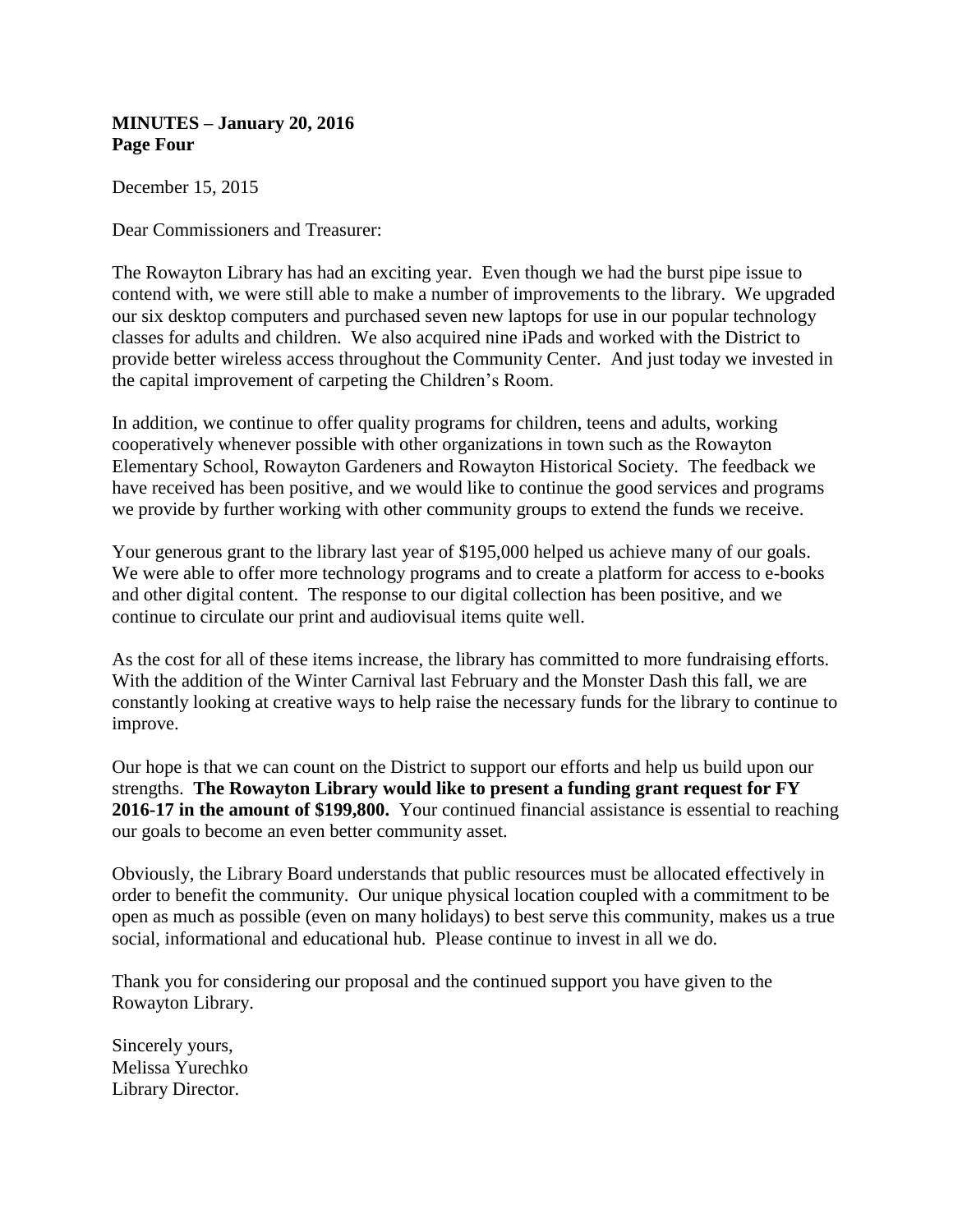**MINUTES – January 20, 2016**
**Page Four**

December 15, 2015

Dear Commissioners and Treasurer:

The Rowayton Library has had an exciting year. Even though we had the burst pipe issue to contend with, we were still able to make a number of improvements to the library. We upgraded our six desktop computers and purchased seven new laptops for use in our popular technology classes for adults and children. We also acquired nine iPads and worked with the District to provide better wireless access throughout the Community Center. And just today we invested in the capital improvement of carpeting the Children's Room.

In addition, we continue to offer quality programs for children, teens and adults, working cooperatively whenever possible with other organizations in town such as the Rowayton Elementary School, Rowayton Gardeners and Rowayton Historical Society. The feedback we have received has been positive, and we would like to continue the good services and programs we provide by further working with other community groups to extend the funds we receive.

Your generous grant to the library last year of $195,000 helped us achieve many of our goals. We were able to offer more technology programs and to create a platform for access to e-books and other digital content. The response to our digital collection has been positive, and we continue to circulate our print and audiovisual items quite well.

As the cost for all of these items increase, the library has committed to more fundraising efforts. With the addition of the Winter Carnival last February and the Monster Dash this fall, we are constantly looking at creative ways to help raise the necessary funds for the library to continue to improve.

Our hope is that we can count on the District to support our efforts and help us build upon our strengths. **The Rowayton Library would like to present a funding grant request for FY 2016-17 in the amount of $199,800.** Your continued financial assistance is essential to reaching our goals to become an even better community asset.

Obviously, the Library Board understands that public resources must be allocated effectively in order to benefit the community. Our unique physical location coupled with a commitment to be open as much as possible (even on many holidays) to best serve this community, makes us a true social, informational and educational hub. Please continue to invest in all we do.

Thank you for considering our proposal and the continued support you have given to the Rowayton Library.

Sincerely yours,
Melissa Yurechko
Library Director.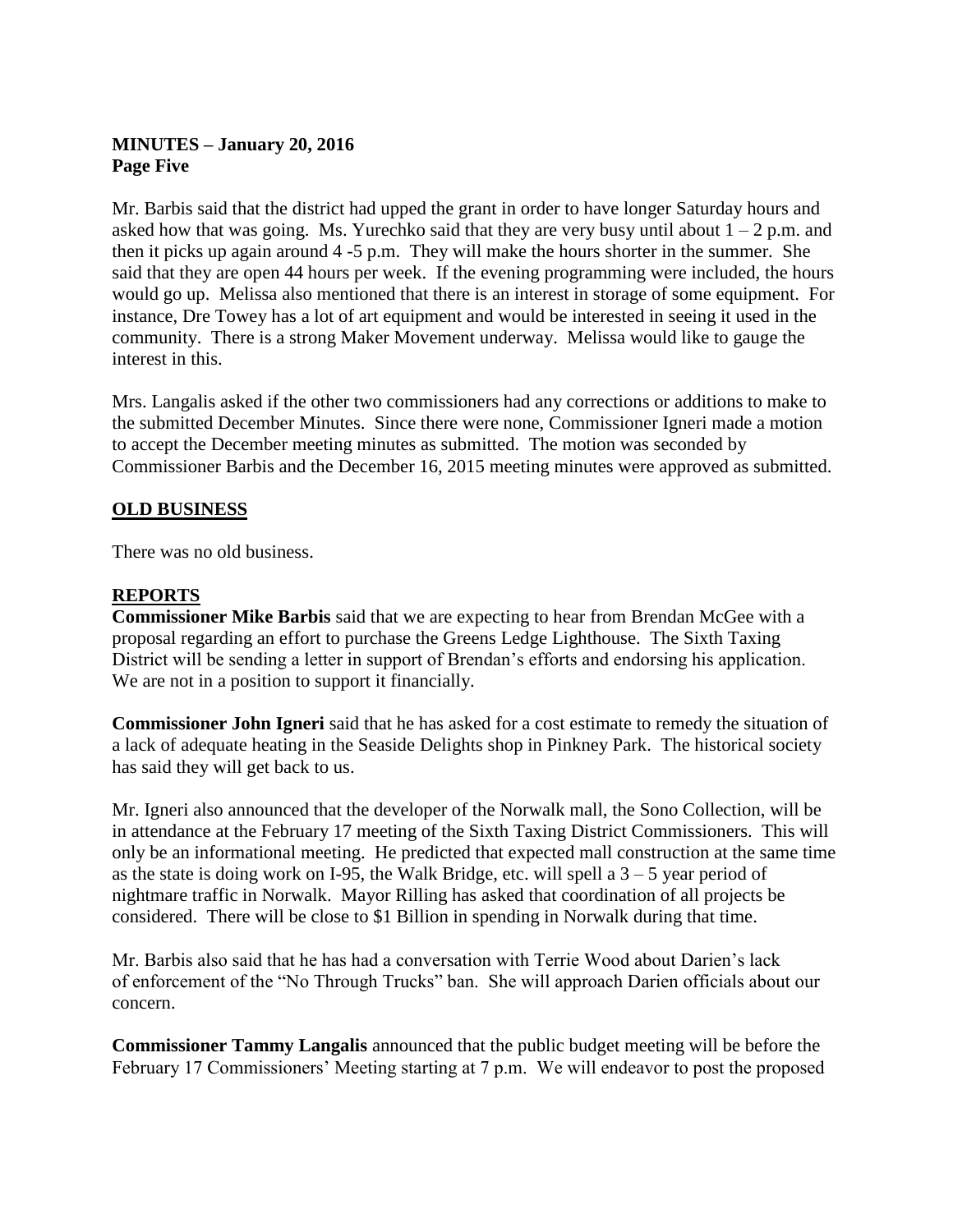**MINUTES – January 20, 2016**
**Page Five**

Mr. Barbis said that the district had upped the grant in order to have longer Saturday hours and asked how that was going. Ms. Yurechko said that they are very busy until about 1 – 2 p.m. and then it picks up again around 4 -5 p.m. They will make the hours shorter in the summer. She said that they are open 44 hours per week. If the evening programming were included, the hours would go up. Melissa also mentioned that there is an interest in storage of some equipment. For instance, Dre Towey has a lot of art equipment and would be interested in seeing it used in the community. There is a strong Maker Movement underway. Melissa would like to gauge the interest in this.

Mrs. Langalis asked if the other two commissioners had any corrections or additions to make to the submitted December Minutes. Since there were none, Commissioner Igneri made a motion to accept the December meeting minutes as submitted. The motion was seconded by Commissioner Barbis and the December 16, 2015 meeting minutes were approved as submitted.

## OLD BUSINESS

There was no old business.

## REPORTS

**Commissioner Mike Barbis** said that we are expecting to hear from Brendan McGee with a proposal regarding an effort to purchase the Greens Ledge Lighthouse. The Sixth Taxing District will be sending a letter in support of Brendan's efforts and endorsing his application. We are not in a position to support it financially.

**Commissioner John Igneri** said that he has asked for a cost estimate to remedy the situation of a lack of adequate heating in the Seaside Delights shop in Pinkney Park. The historical society has said they will get back to us.

Mr. Igneri also announced that the developer of the Norwalk mall, the Sono Collection, will be in attendance at the February 17 meeting of the Sixth Taxing District Commissioners. This will only be an informational meeting. He predicted that expected mall construction at the same time as the state is doing work on I-95, the Walk Bridge, etc. will spell a 3 – 5 year period of nightmare traffic in Norwalk. Mayor Rilling has asked that coordination of all projects be considered. There will be close to $1 Billion in spending in Norwalk during that time.

Mr. Barbis also said that he has had a conversation with Terrie Wood about Darien's lack of enforcement of the "No Through Trucks" ban. She will approach Darien officials about our concern.

**Commissioner Tammy Langalis** announced that the public budget meeting will be before the February 17 Commissioners' Meeting starting at 7 p.m. We will endeavor to post the proposed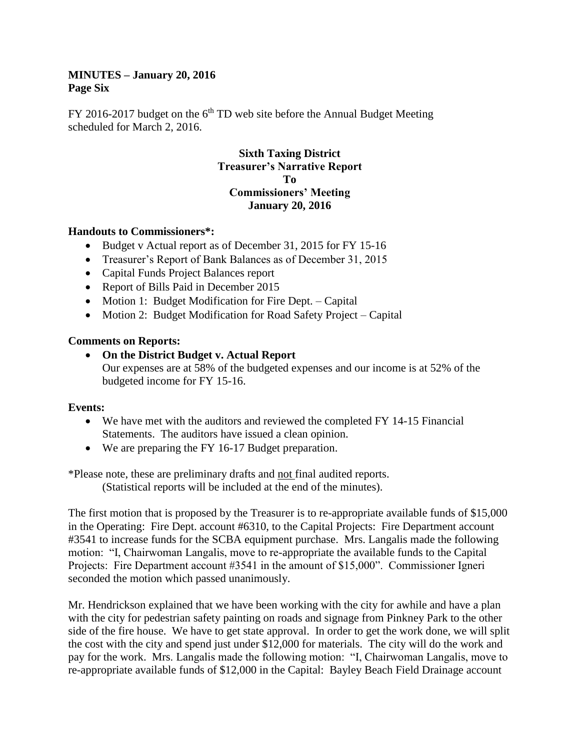FY 2016-2017 budget on the 6th TD web site before the Annual Budget Meeting scheduled for March 2, 2016.

**Sixth Taxing District**
**Treasurer's Narrative Report**
**To**
**Commissioners' Meeting**
**January 20, 2016**

**Handouts to Commissioners*:**

- Budget v Actual report as of December 31, 2015 for FY 15-16
- Treasurer's Report of Bank Balances as of December 31, 2015
- Capital Funds Project Balances report
- Report of Bills Paid in December 2015
- Motion 1: Budget Modification for Fire Dept. – Capital
- Motion 2: Budget Modification for Road Safety Project – Capital

**Comments on Reports:**

- **On the District Budget v. Actual Report**
  Our expenses are at 58% of the budgeted expenses and our income is at 52% of the budgeted income for FY 15-16.

**Events:**

- We have met with the auditors and reviewed the completed FY 14-15 Financial Statements. The auditors have issued a clean opinion.
- We are preparing the FY 16-17 Budget preparation.

*Please note, these are preliminary drafts and not final audited reports.
(Statistical reports will be included at the end of the minutes).

The first motion that is proposed by the Treasurer is to re-appropriate available funds of $15,000 in the Operating: Fire Dept. account #6310, to the Capital Projects: Fire Department account #3541 to increase funds for the SCBA equipment purchase. Mrs. Langalis made the following motion: "I, Chairwoman Langalis, move to re-appropriate the available funds to the Capital Projects: Fire Department account #3541 in the amount of $15,000". Commissioner Igneri seconded the motion which passed unanimously.

Mr. Hendrickson explained that we have been working with the city for awhile and have a plan with the city for pedestrian safety painting on roads and signage from Pinkney Park to the other side of the fire house. We have to get state approval. In order to get the work done, we will split the cost with the city and spend just under $12,000 for materials. The city will do the work and pay for the work. Mrs. Langalis made the following motion: "I, Chairwoman Langalis, move to re-appropriate available funds of $12,000 in the Capital: Bayley Beach Field Drainage account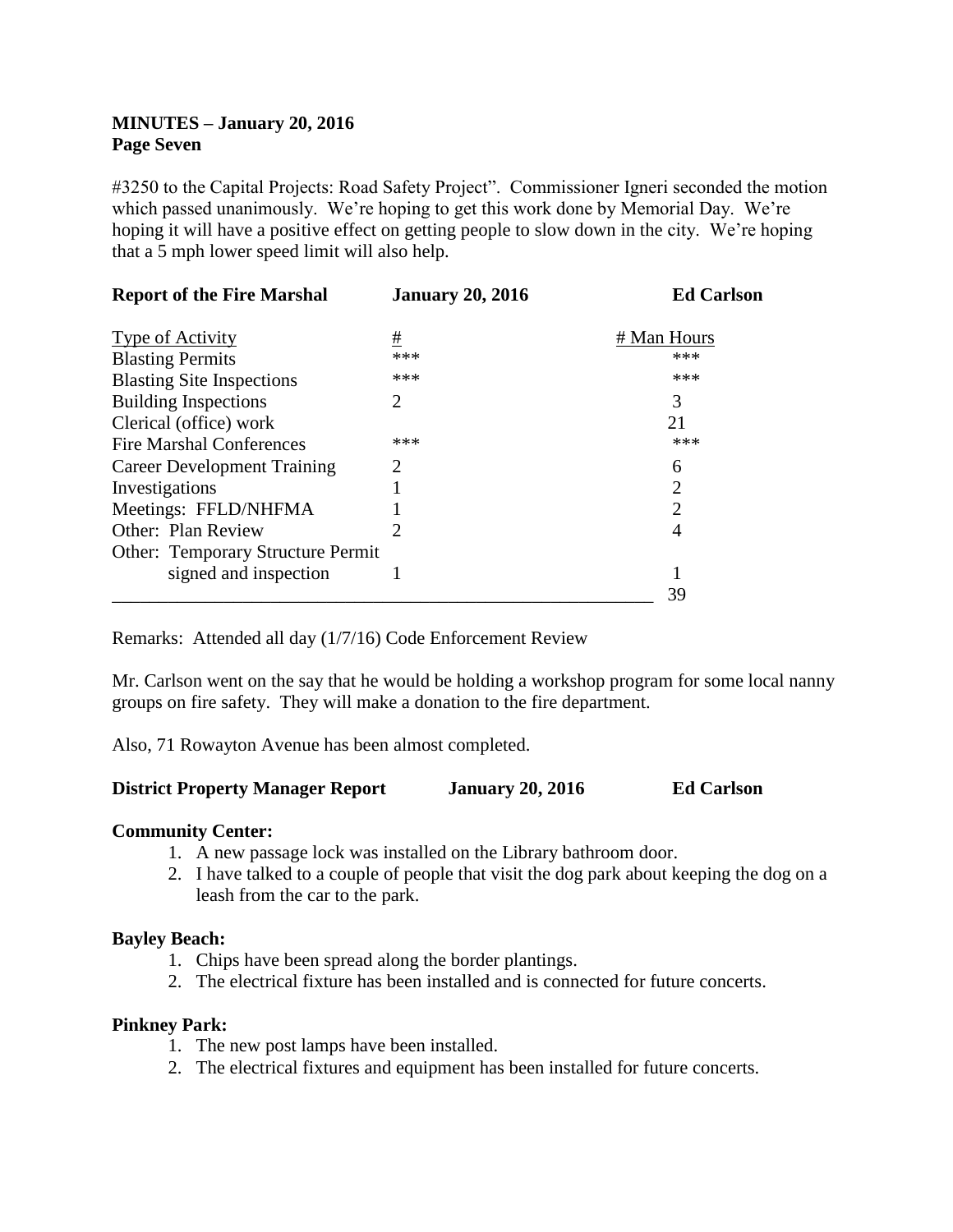**MINUTES – January 20, 2016**
**Page Seven**

#3250 to the Capital Projects: Road Safety Project". Commissioner Igneri seconded the motion which passed unanimously. We're hoping to get this work done by Memorial Day. We're hoping it will have a positive effect on getting people to slow down in the city. We're hoping that a 5 mph lower speed limit will also help.

**Report of the Fire Marshal** **January 20, 2016** **Ed Carlson**

| Type of Activity | # | # Man Hours |
|---|---|---|
| Blasting Permits | *** | *** |
| Blasting Site Inspections | *** | *** |
| Building Inspections | 2 | 3 |
| Clerical (office) work | | 21 |
| Fire Marshal Conferences | *** | *** |
| Career Development Training | 2 | 6 |
| Investigations | 1 | 2 |
| Meetings: FFLD/NHFMA | 1 | 2 |
| Other: Plan Review | 2 | 4 |
| Other: Temporary Structure Permit signed and inspection | 1 | 1 |
| | | 39 |

Remarks: Attended all day (1/7/16) Code Enforcement Review

Mr. Carlson went on the say that he would be holding a workshop program for some local nanny groups on fire safety. They will make a donation to the fire department.

Also, 71 Rowayton Avenue has been almost completed.

**District Property Manager Report** **January 20, 2016** **Ed Carlson**

**Community Center:**

1. A new passage lock was installed on the Library bathroom door.
2. I have talked to a couple of people that visit the dog park about keeping the dog on a leash from the car to the park.

**Bayley Beach:**

1. Chips have been spread along the border plantings.
2. The electrical fixture has been installed and is connected for future concerts.

**Pinkney Park:**

1. The new post lamps have been installed.
2. The electrical fixtures and equipment has been installed for future concerts.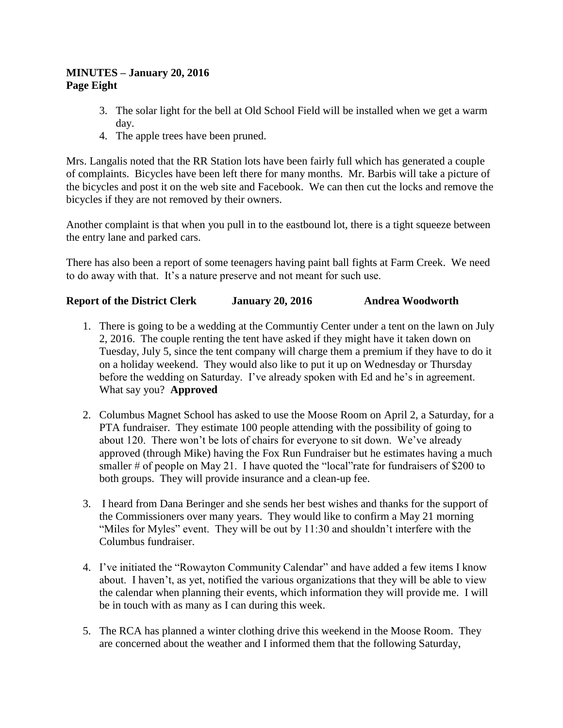**MINUTES – January 20, 2016**
**Page Eight**

3. The solar light for the bell at Old School Field will be installed when we get a warm day.
4. The apple trees have been pruned.

Mrs. Langalis noted that the RR Station lots have been fairly full which has generated a couple of complaints. Bicycles have been left there for many months. Mr. Barbis will take a picture of the bicycles and post it on the web site and Facebook. We can then cut the locks and remove the bicycles if they are not removed by their owners.

Another complaint is that when you pull in to the eastbound lot, there is a tight squeeze between the entry lane and parked cars.

There has also been a report of some teenagers having paint ball fights at Farm Creek. We need to do away with that. It's a nature preserve and not meant for such use.

**Report of the District Clerk January 20, 2016 Andrea Woodworth**

1. There is going to be a wedding at the Communtiy Center under a tent on the lawn on July 2, 2016. The couple renting the tent have asked if they might have it taken down on Tuesday, July 5, since the tent company will charge them a premium if they have to do it on a holiday weekend. They would also like to put it up on Wednesday or Thursday before the wedding on Saturday. I've already spoken with Ed and he's in agreement. What say you? **Approved**

2. Columbus Magnet School has asked to use the Moose Room on April 2, a Saturday, for a PTA fundraiser. They estimate 100 people attending with the possibility of going to about 120. There won't be lots of chairs for everyone to sit down. We've already approved (through Mike) having the Fox Run Fundraiser but he estimates having a much smaller # of people on May 21. I have quoted the "local"rate for fundraisers of $200 to both groups. They will provide insurance and a clean-up fee.

3. I heard from Dana Beringer and she sends her best wishes and thanks for the support of the Commissioners over many years. They would like to confirm a May 21 morning "Miles for Myles" event. They will be out by 11:30 and shouldn't interfere with the Columbus fundraiser.

4. I've initiated the "Rowayton Community Calendar" and have added a few items I know about. I haven't, as yet, notified the various organizations that they will be able to view the calendar when planning their events, which information they will provide me. I will be in touch with as many as I can during this week.

5. The RCA has planned a winter clothing drive this weekend in the Moose Room. They are concerned about the weather and I informed them that the following Saturday,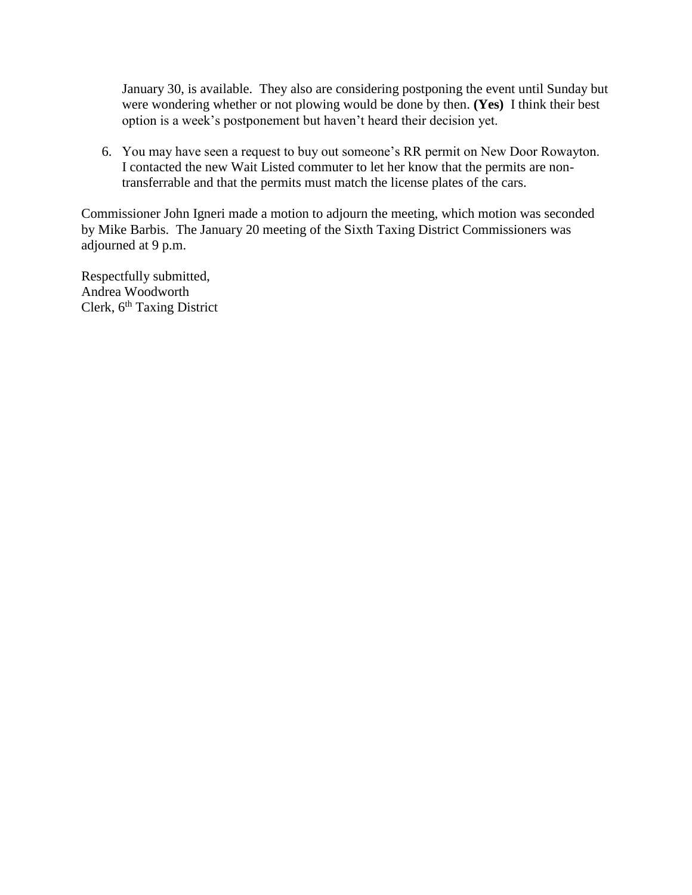January 30, is available. They also are considering postponing the event until Sunday but were wondering whether or not plowing would be done by then. **(Yes)** I think their best option is a week's postponement but haven't heard their decision yet.

6. You may have seen a request to buy out someone's RR permit on New Door Rowayton. I contacted the new Wait Listed commuter to let her know that the permits are non-transferrable and that the permits must match the license plates of the cars.

Commissioner John Igneri made a motion to adjourn the meeting, which motion was seconded by Mike Barbis. The January 20 meeting of the Sixth Taxing District Commissioners was adjourned at 9 p.m.

Respectfully submitted,
Andrea Woodworth
Clerk, 6th Taxing District